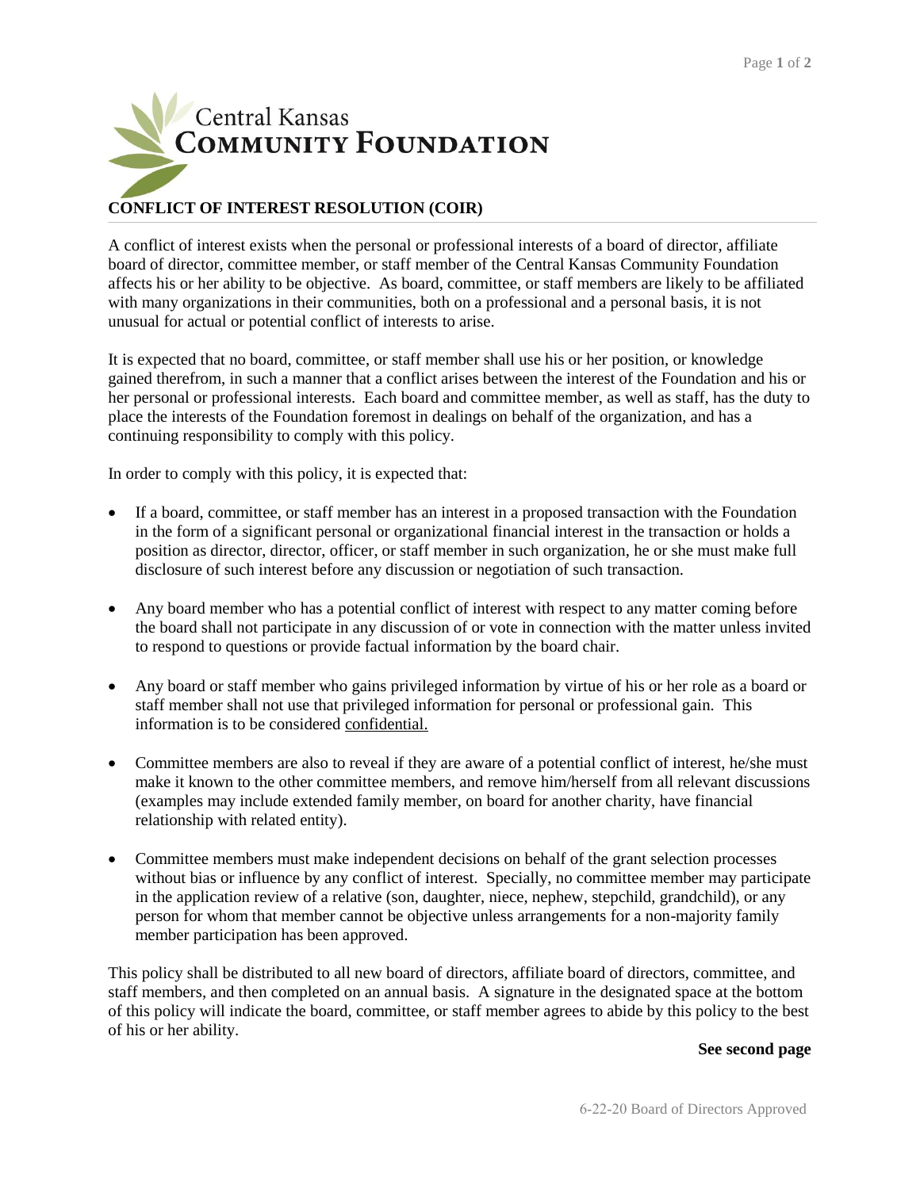Central Kansas
**COMMUNITY FOUNDATION**

## CONFLICT OF INTEREST RESOLUTION (COIR)

A conflict of interest exists when the personal or professional interests of a board of director, affiliate board of director, committee member, or staff member of the Central Kansas Community Foundation affects his or her ability to be objective. As board, committee, or staff members are likely to be affiliated with many organizations in their communities, both on a professional and a personal basis, it is not unusual for actual or potential conflict of interests to arise.

It is expected that no board, committee, or staff member shall use his or her position, or knowledge gained therefrom, in such a manner that a conflict arises between the interest of the Foundation and his or her personal or professional interests. Each board and committee member, as well as staff, has the duty to place the interests of the Foundation foremost in dealings on behalf of the organization, and has a continuing responsibility to comply with this policy.

In order to comply with this policy, it is expected that:

- If a board, committee, or staff member has an interest in a proposed transaction with the Foundation in the form of a significant personal or organizational financial interest in the transaction or holds a position as director, director, officer, or staff member in such organization, he or she must make full disclosure of such interest before any discussion or negotiation of such transaction.

- Any board member who has a potential conflict of interest with respect to any matter coming before the board shall not participate in any discussion of or vote in connection with the matter unless invited to respond to questions or provide factual information by the board chair.

- Any board or staff member who gains privileged information by virtue of his or her role as a board or staff member shall not use that privileged information for personal or professional gain. This information is to be considered confidential.

- Committee members are also to reveal if they are aware of a potential conflict of interest, he/she must make it known to the other committee members, and remove him/herself from all relevant discussions (examples may include extended family member, on board for another charity, have financial relationship with related entity).

- Committee members must make independent decisions on behalf of the grant selection processes without bias or influence by any conflict of interest. Specially, no committee member may participate in the application review of a relative (son, daughter, niece, nephew, stepchild, grandchild), or any person for whom that member cannot be objective unless arrangements for a non-majority family member participation has been approved.

This policy shall be distributed to all new board of directors, affiliate board of directors, committee, and staff members, and then completed on an annual basis. A signature in the designated space at the bottom of this policy will indicate the board, committee, or staff member agrees to abide by this policy to the best of his or her ability.

**See second page**

6-22-20 Board of Directors Approved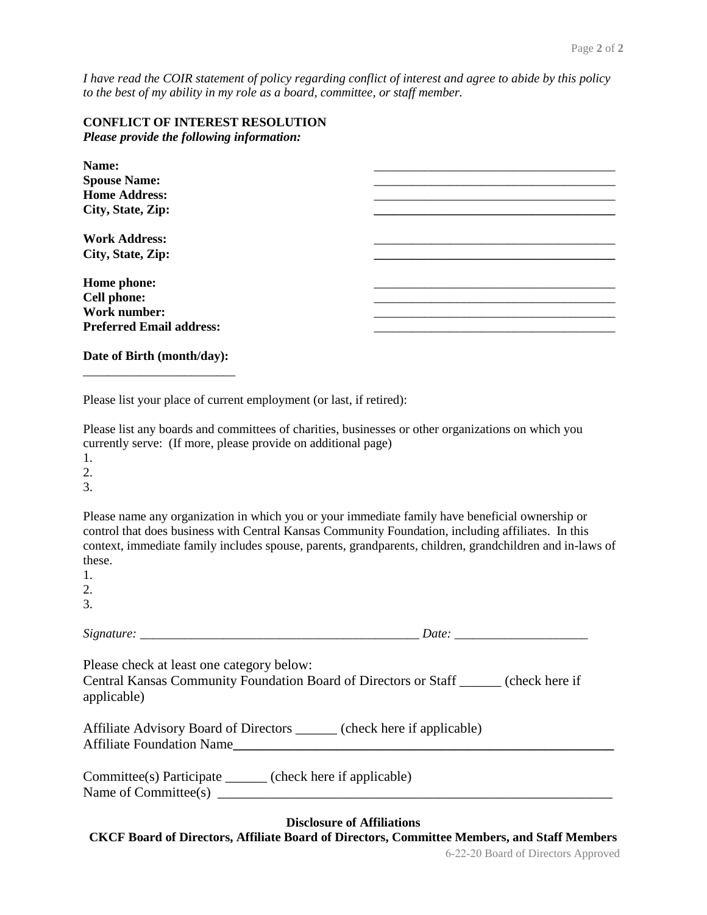*I have read the COIR statement of policy regarding conflict of interest and agree to abide by this policy to the best of my ability in my role as a board, committee, or staff member.*

**CONFLICT OF INTEREST RESOLUTION**
***Please provide the following information:***

**Name:** ______________________________________
**Spouse Name:** ______________________________________
**Home Address:** ______________________________________
**City, State, Zip:** ______________________________________

**Work Address:** ______________________________________
**City, State, Zip:** ______________________________________

**Home phone:** ______________________________________
**Cell phone:** ______________________________________
**Work number:** ______________________________________
**Preferred Email address:** ______________________________________

**Date of Birth (month/day):**
________________________

Please list your place of current employment (or last, if retired):

Please list any boards and committees of charities, businesses or other organizations on which you currently serve: (If more, please provide on additional page)

1.
2.
3.

Please name any organization in which you or your immediate family have beneficial ownership or control that does business with Central Kansas Community Foundation, including affiliates. In this context, immediate family includes spouse, parents, grandparents, children, grandchildren and in-laws of these.

1.
2.
3.

*Signature:* ____________________________________________ *Date:* ____________________

Please check at least one category below:
Central Kansas Community Foundation Board of Directors or Staff ______ (check here if applicable)

Affiliate Advisory Board of Directors ______ (check here if applicable)
Affiliate Foundation Name__________________________________________________________

Committee(s) Participate ______ (check here if applicable)
Name of Committee(s) __________________________________________________________

**Disclosure of Affiliations**
**CKCF Board of Directors, Affiliate Board of Directors, Committee Members, and Staff Members**

6-22-20 Board of Directors Approved